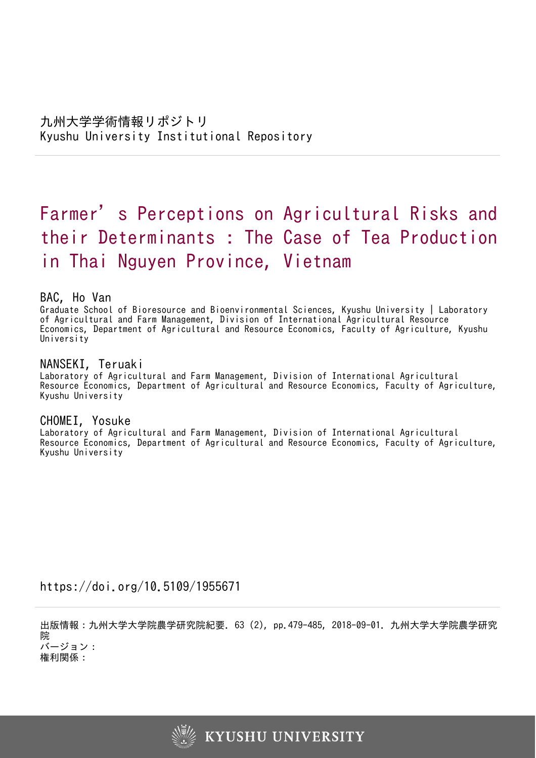九州大学学術情報リポジトリ
Kyushu University Institutional Repository

# Farmer's Perceptions on Agricultural Risks and their Determinants : The Case of Tea Production in Thai Nguyen Province, Vietnam

BAC, Ho Van
Graduate School of Bioresource and Bioenvironmental Sciences, Kyushu University | Laboratory of Agricultural and Farm Management, Division of International Agricultural Resource Economics, Department of Agricultural and Resource Economics, Faculty of Agriculture, Kyushu University

NANSEKI, Teruaki
Laboratory of Agricultural and Farm Management, Division of International Agricultural Resource Economics, Department of Agricultural and Resource Economics, Faculty of Agriculture, Kyushu University

CHOMEI, Yosuke
Laboratory of Agricultural and Farm Management, Division of International Agricultural Resource Economics, Department of Agricultural and Resource Economics, Faculty of Agriculture, Kyushu University

https://doi.org/10.5109/1955671

出版情報：九州大学大学院農学研究院紀要. 63 (2), pp.479-485, 2018-09-01. 九州大学大学院農学研究院
バージョン：
権利関係：

KYUSHU UNIVERSITY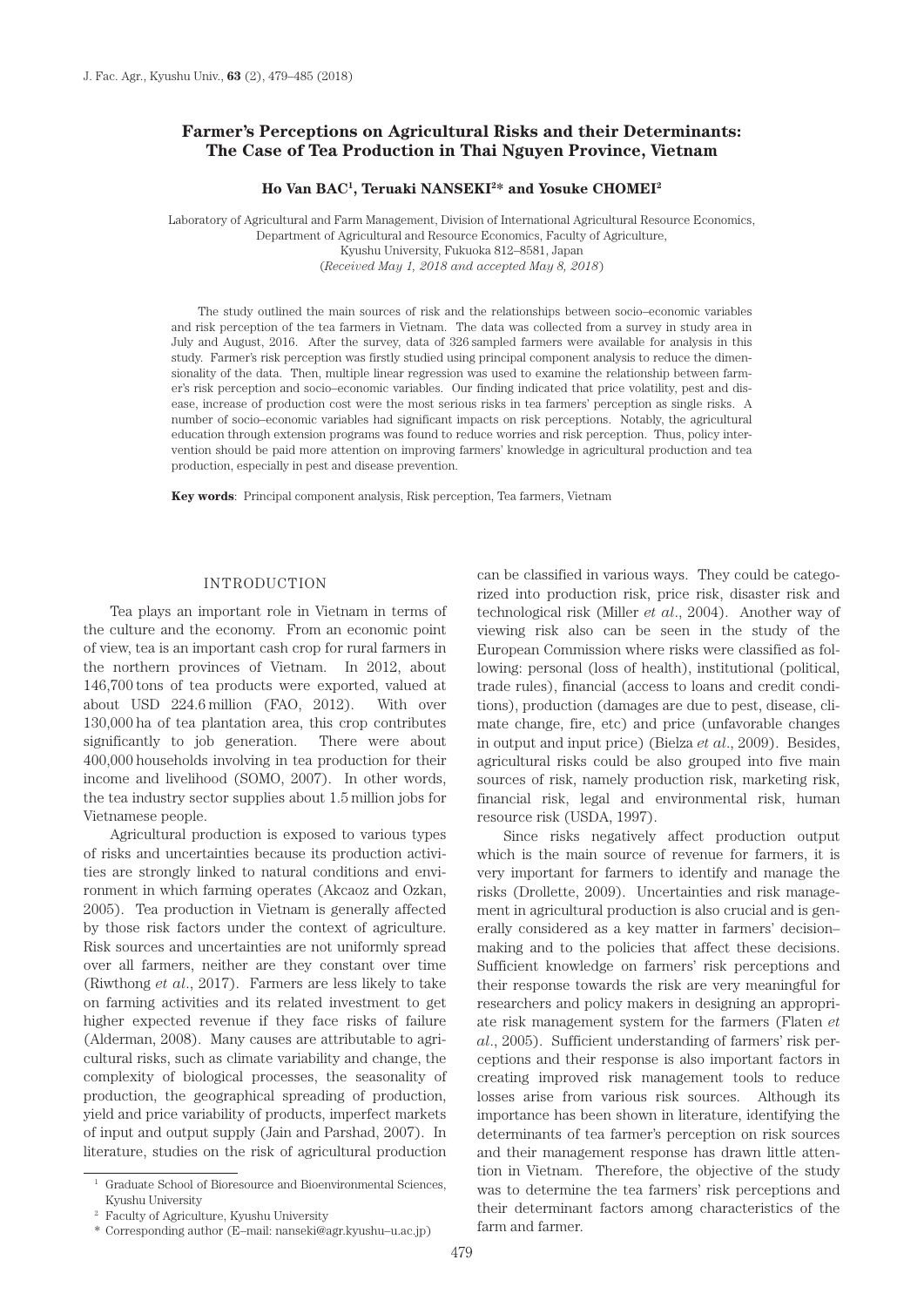# Farmer's Perceptions on Agricultural Risks and their Determinants: The Case of Tea Production in Thai Nguyen Province, Vietnam

**Ho Van BAC[1], Teruaki NANSEKI[2]* and Yosuke CHOMEI[2]**

Laboratory of Agricultural and Farm Management, Division of International Agricultural Resource Economics, Department of Agricultural and Resource Economics, Faculty of Agriculture, Kyushu University, Fukuoka 812–8581, Japan
(*Received May 1, 2018 and accepted May 8, 2018*)

The study outlined the main sources of risk and the relationships between socio–economic variables and risk perception of the tea farmers in Vietnam. The data was collected from a survey in study area in July and August, 2016. After the survey, data of 326 sampled farmers were available for analysis in this study. Farmer's risk perception was firstly studied using principal component analysis to reduce the dimensionality of the data. Then, multiple linear regression was used to examine the relationship between farmer's risk perception and socio–economic variables. Our finding indicated that price volatility, pest and disease, increase of production cost were the most serious risks in tea farmers' perception as single risks. A number of socio–economic variables had significant impacts on risk perceptions. Notably, the agricultural education through extension programs was found to reduce worries and risk perception. Thus, policy intervention should be paid more attention on improving farmers' knowledge in agricultural production and tea production, especially in pest and disease prevention.

**Key words**: Principal component analysis, Risk perception, Tea farmers, Vietnam

## INTRODUCTION

Tea plays an important role in Vietnam in terms of the culture and the economy. From an economic point of view, tea is an important cash crop for rural farmers in the northern provinces of Vietnam. In 2012, about 146,700 tons of tea products were exported, valued at about USD 224.6 million (FAO, 2012). With over 130,000 ha of tea plantation area, this crop contributes significantly to job generation. There were about 400,000 households involving in tea production for their income and livelihood (SOMO, 2007). In other words, the tea industry sector supplies about 1.5 million jobs for Vietnamese people.

Agricultural production is exposed to various types of risks and uncertainties because its production activities are strongly linked to natural conditions and environment in which farming operates (Akcaoz and Ozkan, 2005). Tea production in Vietnam is generally affected by those risk factors under the context of agriculture. Risk sources and uncertainties are not uniformly spread over all farmers, neither are they constant over time (Riwthong *et al*., 2017). Farmers are less likely to take on farming activities and its related investment to get higher expected revenue if they face risks of failure (Alderman, 2008). Many causes are attributable to agricultural risks, such as climate variability and change, the complexity of biological processes, the seasonality of production, the geographical spreading of production, yield and price variability of products, imperfect markets of input and output supply (Jain and Parshad, 2007). In literature, studies on the risk of agricultural production can be classified in various ways. They could be categorized into production risk, price risk, disaster risk and technological risk (Miller *et al*., 2004). Another way of viewing risk also can be seen in the study of the European Commission where risks were classified as following: personal (loss of health), institutional (political, trade rules), financial (access to loans and credit conditions), production (damages are due to pest, disease, climate change, fire, etc) and price (unfavorable changes in output and input price) (Bielza *et al*., 2009). Besides, agricultural risks could be also grouped into five main sources of risk, namely production risk, marketing risk, financial risk, legal and environmental risk, human resource risk (USDA, 1997).

Since risks negatively affect production output which is the main source of revenue for farmers, it is very important for farmers to identify and manage the risks (Drollette, 2009). Uncertainties and risk management in agricultural production is also crucial and is generally considered as a key matter in farmers' decision–making and to the policies that affect these decisions. Sufficient knowledge on farmers' risk perceptions and their response towards the risk are very meaningful for researchers and policy makers in designing an appropriate risk management system for the farmers (Flaten *et al*., 2005). Sufficient understanding of farmers' risk perceptions and their response is also important factors in creating improved risk management tools to reduce losses arise from various risk sources. Although its importance has been shown in literature, identifying the determinants of tea farmer's perception on risk sources and their management response has drawn little attention in Vietnam. Therefore, the objective of the study was to determine the tea farmers' risk perceptions and their determinant factors among characteristics of the farm and farmer.

---

[1] Graduate School of Bioresource and Bioenvironmental Sciences, Kyushu University

[2] Faculty of Agriculture, Kyushu University

\* Corresponding author (E–mail: nanseki@agr.kyushu–u.ac.jp)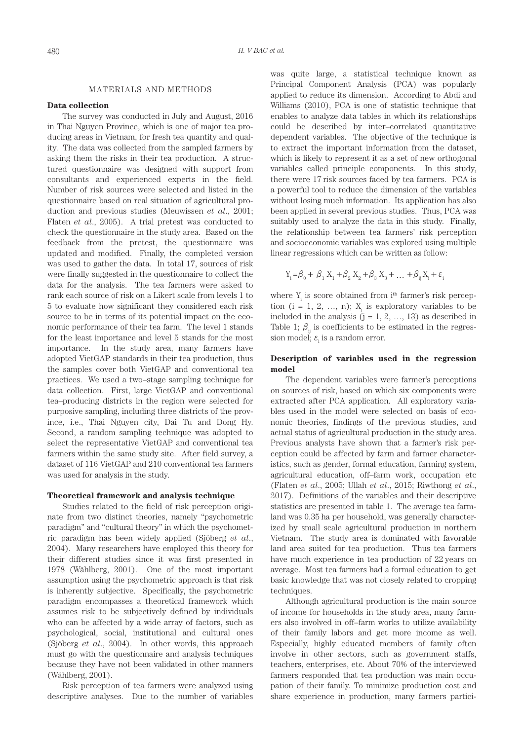## MATERIALS AND METHODS

### Data collection

The survey was conducted in July and August, 2016 in Thai Nguyen Province, which is one of major tea producing areas in Vietnam, for fresh tea quantity and quality. The data was collected from the sampled farmers by asking them the risks in their tea production. A structured questionnaire was designed with support from consultants and experienced experts in the field. Number of risk sources were selected and listed in the questionnaire based on real situation of agricultural production and previous studies (Meuwissen *et al*., 2001; Flaten *et al*., 2005). A trial pretest was conducted to check the questionnaire in the study area. Based on the feedback from the pretest, the questionnaire was updated and modified. Finally, the completed version was used to gather the data. In total 17, sources of risk were finally suggested in the questionnaire to collect the data for the analysis. The tea farmers were asked to rank each source of risk on a Likert scale from levels 1 to 5 to evaluate how significant they considered each risk source to be in terms of its potential impact on the economic performance of their tea farm. The level 1 stands for the least importance and level 5 stands for the most importance. In the study area, many farmers have adopted VietGAP standards in their tea production, thus the samples cover both VietGAP and conventional tea practices. We used a two–stage sampling technique for data collection. First, large VietGAP and conventional tea–producing districts in the region were selected for purposive sampling, including three districts of the province, i.e., Thai Nguyen city, Dai Tu and Dong Hy. Second, a random sampling technique was adopted to select the representative VietGAP and conventional tea farmers within the same study site. After field survey, a dataset of 116 VietGAP and 210 conventional tea farmers was used for analysis in the study.

### Theoretical framework and analysis technique

Studies related to the field of risk perception originate from two distinct theories, namely "psychometric paradigm" and "cultural theory" in which the psychometric paradigm has been widely applied (Sjöberg *et al*., 2004). Many researchers have employed this theory for their different studies since it was first presented in 1978 (Wåhlberg, 2001). One of the most important assumption using the psychometric approach is that risk is inherently subjective. Specifically, the psychometric paradigm encompasses a theoretical framework which assumes risk to be subjectively defined by individuals who can be affected by a wide array of factors, such as psychological, social, institutional and cultural ones (Sjöberg *et al*., 2004). In other words, this approach must go with the questionnaire and analysis techniques because they have not been validated in other manners (Wåhlberg, 2001).

Risk perception of tea farmers were analyzed using descriptive analyses. Due to the number of variables was quite large, a statistical technique known as Principal Component Analysis (PCA) was popularly applied to reduce its dimension. According to Abdi and Williams (2010), PCA is one of statistic technique that enables to analyze data tables in which its relationships could be described by inter–correlated quantitative dependent variables. The objective of the technique is to extract the important information from the dataset, which is likely to represent it as a set of new orthogonal variables called principle components. In this study, there were 17 risk sources faced by tea farmers. PCA is a powerful tool to reduce the dimension of the variables without losing much information. Its application has also been applied in several previous studies. Thus, PCA was suitably used to analyze the data in this study. Finally, the relationship between tea farmers' risk perception and socioeconomic variables was explored using multiple linear regressions which can be written as follow:

$$Y_i = \beta_0 + \beta_1 X_1 + \beta_2 X_2 + \beta_3 X_3 + \ldots + \beta_{ij} X_i + \varepsilon_i$$

where $Y_i$ is score obtained from $i^{th}$ farmer's risk perception ($i = 1, 2, \ldots, n$); $X_j$ is exploratory variables to be included in the analysis ($j = 1, 2, \ldots, 13$) as described in Table 1; $\beta_{ij}$ is coefficients to be estimated in the regression model; $\varepsilon_i$ is a random error.

### Description of variables used in the regression model

The dependent variables were farmer's perceptions on sources of risk, based on which six components were extracted after PCA application. All exploratory variables used in the model were selected on basis of economic theories, findings of the previous studies, and actual status of agricultural production in the study area. Previous analysts have shown that a farmer's risk perception could be affected by farm and farmer characteristics, such as gender, formal education, farming system, agricultural education, off–farm work, occupation etc (Flaten *et al*., 2005; Ullah *et al*., 2015; Riwthong *et al*., 2017). Definitions of the variables and their descriptive statistics are presented in table 1. The average tea farmland was 0.35 ha per household, was generally characterized by small scale agricultural production in northern Vietnam. The study area is dominated with favorable land area suited for tea production. Thus tea farmers have much experience in tea production of 22 years on average. Most tea farmers had a formal education to get basic knowledge that was not closely related to cropping techniques.

Although agricultural production is the main source of income for households in the study area, many farmers also involved in off–farm works to utilize availability of their family labors and get more income as well. Especially, highly educated members of family often involve in other sectors, such as government staffs, teachers, enterprises, etc. About 70% of the interviewed farmers responded that tea production was main occupation of their family. To minimize production cost and share experience in production, many farmers partici-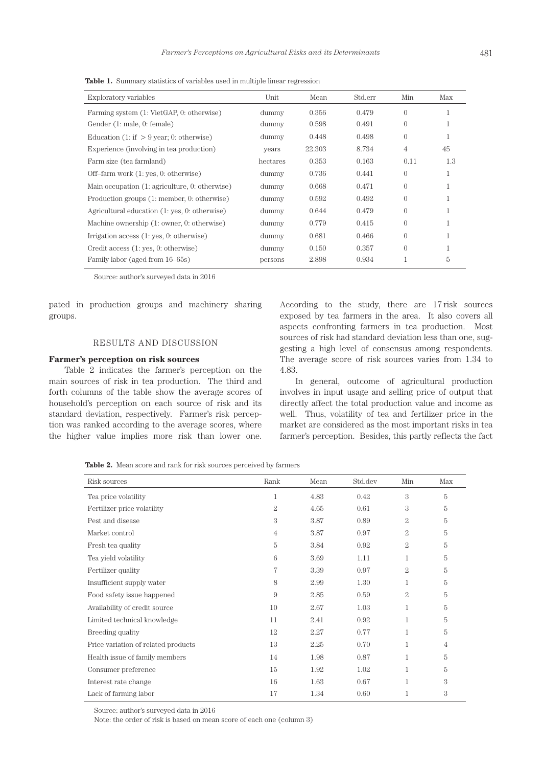**Table 1.** Summary statistics of variables used in multiple linear regression

| Exploratory variables | Unit | Mean | Std.err | Min | Max |
|---|---|---|---|---|---|
| Farming system (1: VietGAP, 0: otherwise) | dummy | 0.356 | 0.479 | 0 | 1 |
| Gender (1: male, 0: female) | dummy | 0.598 | 0.491 | 0 | 1 |
| Education (1: if > 9 year; 0: otherwise) | dummy | 0.448 | 0.498 | 0 | 1 |
| Experience (involving in tea production) | years | 22.303 | 8.734 | 4 | 45 |
| Farm size (tea farmland) | hectares | 0.353 | 0.163 | 0.11 | 1.3 |
| Off–farm work (1: yes, 0: otherwise) | dummy | 0.736 | 0.441 | 0 | 1 |
| Main occupation (1: agriculture, 0: otherwise) | dummy | 0.668 | 0.471 | 0 | 1 |
| Production groups (1: member, 0: otherwise) | dummy | 0.592 | 0.492 | 0 | 1 |
| Agricultural education (1: yes, 0: otherwise) | dummy | 0.644 | 0.479 | 0 | 1 |
| Machine ownership (1: owner, 0: otherwise) | dummy | 0.779 | 0.415 | 0 | 1 |
| Irrigation access (1: yes, 0: otherwise) | dummy | 0.681 | 0.466 | 0 | 1 |
| Credit access (1: yes, 0: otherwise) | dummy | 0.150 | 0.357 | 0 | 1 |
| Family labor (aged from 16–65s) | persons | 2.898 | 0.934 | 1 | 5 |

Source: author's surveyed data in 2016

pated in production groups and machinery sharing groups.

## RESULTS AND DISCUSSION

### Farmer's perception on risk sources

Table 2 indicates the farmer's perception on the main sources of risk in tea production. The third and forth columns of the table show the average scores of household's perception on each source of risk and its standard deviation, respectively. Farmer's risk perception was ranked according to the average scores, where the higher value implies more risk than lower one. According to the study, there are 17 risk sources exposed by tea farmers in the area. It also covers all aspects confronting farmers in tea production. Most sources of risk had standard deviation less than one, suggesting a high level of consensus among respondents. The average score of risk sources varies from 1.34 to 4.83.

In general, outcome of agricultural production involves in input usage and selling price of output that directly affect the total production value and income as well. Thus, volatility of tea and fertilizer price in the market are considered as the most important risks in tea farmer's perception. Besides, this partly reflects the fact

**Table 2.** Mean score and rank for risk sources perceived by farmers

| Risk sources | Rank | Mean | Std.dev | Min | Max |
|---|---|---|---|---|---|
| Tea price volatility | 1 | 4.83 | 0.42 | 3 | 5 |
| Fertilizer price volatility | 2 | 4.65 | 0.61 | 3 | 5 |
| Pest and disease | 3 | 3.87 | 0.89 | 2 | 5 |
| Market control | 4 | 3.87 | 0.97 | 2 | 5 |
| Fresh tea quality | 5 | 3.84 | 0.92 | 2 | 5 |
| Tea yield volatility | 6 | 3.69 | 1.11 | 1 | 5 |
| Fertilizer quality | 7 | 3.39 | 0.97 | 2 | 5 |
| Insufficient supply water | 8 | 2.99 | 1.30 | 1 | 5 |
| Food safety issue happened | 9 | 2.85 | 0.59 | 2 | 5 |
| Availability of credit source | 10 | 2.67 | 1.03 | 1 | 5 |
| Limited technical knowledge | 11 | 2.41 | 0.92 | 1 | 5 |
| Breeding quality | 12 | 2.27 | 0.77 | 1 | 5 |
| Price variation of related products | 13 | 2.25 | 0.70 | 1 | 4 |
| Health issue of family members | 14 | 1.98 | 0.87 | 1 | 5 |
| Consumer preference | 15 | 1.92 | 1.02 | 1 | 5 |
| Interest rate change | 16 | 1.63 | 0.67 | 1 | 3 |
| Lack of farming labor | 17 | 1.34 | 0.60 | 1 | 3 |

Source: author's surveyed data in 2016
Note: the order of risk is based on mean score of each one (column 3)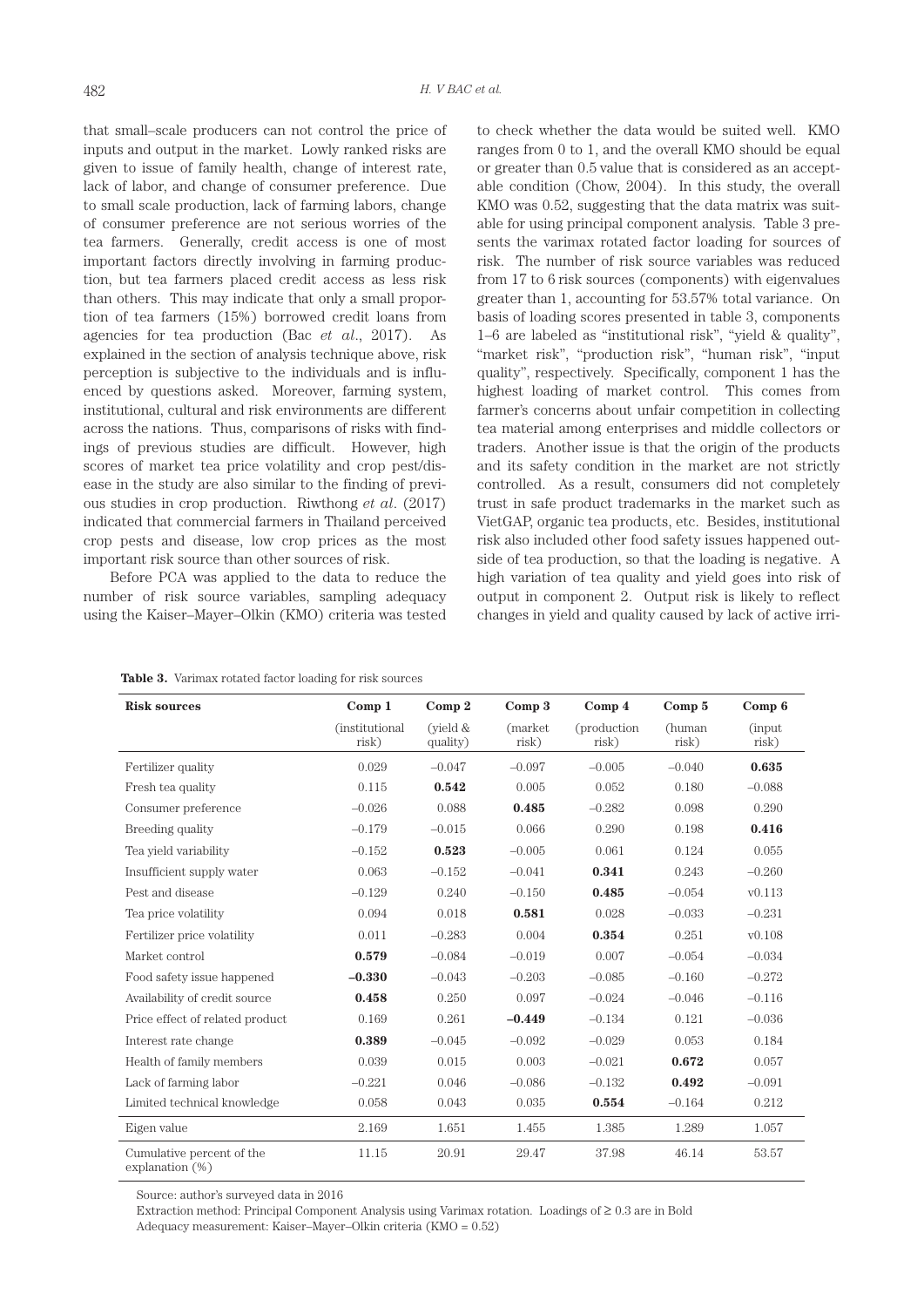that small–scale producers can not control the price of inputs and output in the market. Lowly ranked risks are given to issue of family health, change of interest rate, lack of labor, and change of consumer preference. Due to small scale production, lack of farming labors, change of consumer preference are not serious worries of the tea farmers. Generally, credit access is one of most important factors directly involving in farming production, but tea farmers placed credit access as less risk than others. This may indicate that only a small proportion of tea farmers (15%) borrowed credit loans from agencies for tea production (Bac *et al*., 2017). As explained in the section of analysis technique above, risk perception is subjective to the individuals and is influenced by questions asked. Moreover, farming system, institutional, cultural and risk environments are different across the nations. Thus, comparisons of risks with findings of previous studies are difficult. However, high scores of market tea price volatility and crop pest/disease in the study are also similar to the finding of previous studies in crop production. Riwthong *et al*. (2017) indicated that commercial farmers in Thailand perceived crop pests and disease, low crop prices as the most important risk source than other sources of risk.

Before PCA was applied to the data to reduce the number of risk source variables, sampling adequacy using the Kaiser–Mayer–Olkin (KMO) criteria was tested to check whether the data would be suited well. KMO ranges from 0 to 1, and the overall KMO should be equal or greater than 0.5 value that is considered as an acceptable condition (Chow, 2004). In this study, the overall KMO was 0.52, suggesting that the data matrix was suitable for using principal component analysis. Table 3 presents the varimax rotated factor loading for sources of risk. The number of risk source variables was reduced from 17 to 6 risk sources (components) with eigenvalues greater than 1, accounting for 53.57% total variance. On basis of loading scores presented in table 3, components 1–6 are labeled as "institutional risk", "yield & quality", "market risk", "production risk", "human risk", "input quality", respectively. Specifically, component 1 has the highest loading of market control. This comes from farmer's concerns about unfair competition in collecting tea material among enterprises and middle collectors or traders. Another issue is that the origin of the products and its safety condition in the market are not strictly controlled. As a result, consumers did not completely trust in safe product trademarks in the market such as VietGAP, organic tea products, etc. Besides, institutional risk also included other food safety issues happened outside of tea production, so that the loading is negative. A high variation of tea quality and yield goes into risk of output in component 2. Output risk is likely to reflect changes in yield and quality caused by lack of active irri-

**Table 3.** Varimax rotated factor loading for risk sources

| Risk sources | Comp 1 (institutional risk) | Comp 2 (yield & quality) | Comp 3 (market risk) | Comp 4 (production risk) | Comp 5 (human risk) | Comp 6 (input risk) |
|---|---|---|---|---|---|---|
| Fertilizer quality | 0.029 | −0.047 | −0.097 | −0.005 | −0.040 | **0.635** |
| Fresh tea quality | 0.115 | **0.542** | 0.005 | 0.052 | 0.180 | −0.088 |
| Consumer preference | −0.026 | 0.088 | **0.485** | −0.282 | 0.098 | 0.290 |
| Breeding quality | −0.179 | −0.015 | 0.066 | 0.290 | 0.198 | **0.416** |
| Tea yield variability | −0.152 | **0.523** | −0.005 | 0.061 | 0.124 | 0.055 |
| Insufficient supply water | 0.063 | −0.152 | −0.041 | **0.341** | 0.243 | −0.260 |
| Pest and disease | −0.129 | 0.240 | −0.150 | **0.485** | −0.054 | v0.113 |
| Tea price volatility | 0.094 | 0.018 | **0.581** | 0.028 | −0.033 | −0.231 |
| Fertilizer price volatility | 0.011 | −0.283 | 0.004 | **0.354** | 0.251 | v0.108 |
| Market control | **0.579** | −0.084 | −0.019 | 0.007 | −0.054 | −0.034 |
| Food safety issue happened | **−0.330** | −0.043 | −0.203 | −0.085 | −0.160 | −0.272 |
| Availability of credit source | **0.458** | 0.250 | 0.097 | −0.024 | −0.046 | −0.116 |
| Price effect of related product | 0.169 | 0.261 | **−0.449** | −0.134 | 0.121 | −0.036 |
| Interest rate change | **0.389** | −0.045 | −0.092 | −0.029 | 0.053 | 0.184 |
| Health of family members | 0.039 | 0.015 | 0.003 | −0.021 | **0.672** | 0.057 |
| Lack of farming labor | −0.221 | 0.046 | −0.086 | −0.132 | **0.492** | −0.091 |
| Limited technical knowledge | 0.058 | 0.043 | 0.035 | **0.554** | −0.164 | 0.212 |
| Eigen value | 2.169 | 1.651 | 1.455 | 1.385 | 1.289 | 1.057 |
| Cumulative percent of the explanation (%) | 11.15 | 20.91 | 29.47 | 37.98 | 46.14 | 53.57 |

Source: author's surveyed data in 2016

Extraction method: Principal Component Analysis using Varimax rotation. Loadings of ≥ 0.3 are in Bold

Adequacy measurement: Kaiser–Mayer–Olkin criteria (KMO = 0.52)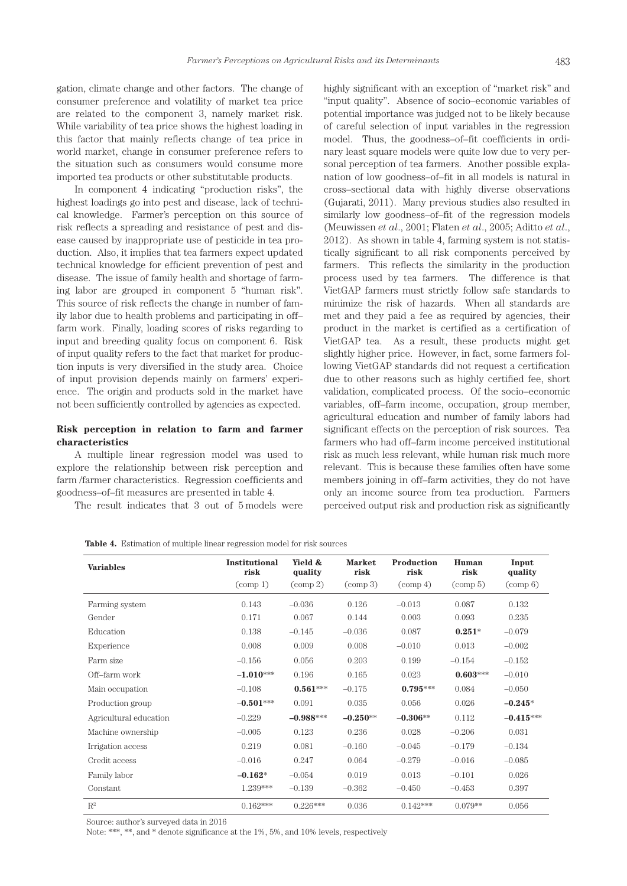gation, climate change and other factors. The change of consumer preference and volatility of market tea price are related to the component 3, namely market risk. While variability of tea price shows the highest loading in this factor that mainly reflects change of tea price in world market, change in consumer preference refers to the situation such as consumers would consume more imported tea products or other substitutable products.

In component 4 indicating "production risks", the highest loadings go into pest and disease, lack of technical knowledge. Farmer's perception on this source of risk reflects a spreading and resistance of pest and disease caused by inappropriate use of pesticide in tea production. Also, it implies that tea farmers expect updated technical knowledge for efficient prevention of pest and disease. The issue of family health and shortage of farming labor are grouped in component 5 "human risk". This source of risk reflects the change in number of family labor due to health problems and participating in off–farm work. Finally, loading scores of risks regarding to input and breeding quality focus on component 6. Risk of input quality refers to the fact that market for production inputs is very diversified in the study area. Choice of input provision depends mainly on farmers' experience. The origin and products sold in the market have not been sufficiently controlled by agencies as expected.

### Risk perception in relation to farm and farmer characteristics

A multiple linear regression model was used to explore the relationship between risk perception and farm /farmer characteristics. Regression coefficients and goodness–of–fit measures are presented in table 4.

The result indicates that 3 out of 5 models were highly significant with an exception of "market risk" and "input quality". Absence of socio–economic variables of potential importance was judged not to be likely because of careful selection of input variables in the regression model. Thus, the goodness–of–fit coefficients in ordinary least square models were quite low due to very personal perception of tea farmers. Another possible explanation of low goodness–of–fit in all models is natural in cross–sectional data with highly diverse observations (Gujarati, 2011). Many previous studies also resulted in similarly low goodness–of–fit of the regression models (Meuwissen *et al*., 2001; Flaten *et al*., 2005; Aditto *et al*., 2012). As shown in table 4, farming system is not statistically significant to all risk components perceived by farmers. This reflects the similarity in the production process used by tea farmers. The difference is that VietGAP farmers must strictly follow safe standards to minimize the risk of hazards. When all standards are met and they paid a fee as required by agencies, their product in the market is certified as a certification of VietGAP tea. As a result, these products might get slightly higher price. However, in fact, some farmers following VietGAP standards did not request a certification due to other reasons such as highly certified fee, short validation, complicated process. Of the socio–economic variables, off–farm income, occupation, group member, agricultural education and number of family labors had significant effects on the perception of risk sources. Tea farmers who had off–farm income perceived institutional risk as much less relevant, while human risk much more relevant. This is because these families often have some members joining in off–farm activities, they do not have only an income source from tea production. Farmers perceived output risk and production risk as significantly

**Table 4.** Estimation of multiple linear regression model for risk sources

| Variables | Institutional risk (comp 1) | Yield & quality (comp 2) | Market risk (comp 3) | Production risk (comp 4) | Human risk (comp 5) | Input quality (comp 6) |
|---|---|---|---|---|---|---|
| Farming system | 0.143 | −0.036 | 0.126 | −0.013 | 0.087 | 0.132 |
| Gender | 0.171 | 0.067 | 0.144 | 0.003 | 0.093 | 0.235 |
| Education | 0.138 | −0.145 | −0.036 | 0.087 | **0.251***\* | −0.079 |
| Experience | 0.008 | 0.009 | 0.008 | −0.010 | 0.013 | −0.002 |
| Farm size | −0.156 | 0.056 | 0.203 | 0.199 | −0.154 | −0.152 |
| Off–farm work | **−1.010**\*\*\* | 0.196 | 0.165 | 0.023 | **0.603**\*\*\* | −0.010 |
| Main occupation | −0.108 | **0.561**\*\*\* | −0.175 | **0.795**\*\*\* | 0.084 | −0.050 |
| Production group | **−0.501**\*\*\* | 0.091 | 0.035 | 0.056 | 0.026 | **−0.245**\* |
| Agricultural education | −0.229 | **−0.988**\*\*\* | **−0.250**\*\* | **−0.306**\*\* | 0.112 | **−0.415**\*\*\* |
| Machine ownership | −0.005 | 0.123 | 0.236 | 0.028 | −0.206 | 0.031 |
| Irrigation access | 0.219 | 0.081 | −0.160 | −0.045 | −0.179 | −0.134 |
| Credit access | −0.016 | 0.247 | 0.064 | −0.279 | −0.016 | −0.085 |
| Family labor | **−0.162**\* | −0.054 | 0.019 | 0.013 | −0.101 | 0.026 |
| Constant | 1.239\*\*\* | −0.139 | −0.362 | −0.450 | −0.453 | 0.397 |
| $R^2$ | 0.162\*\*\* | 0.226\*\*\* | 0.036 | 0.142\*\*\* | 0.079\*\* | 0.056 |

Source: author's surveyed data in 2016

Note: \*\*\*, \*\*, and \* denote significance at the 1%, 5%, and 10% levels, respectively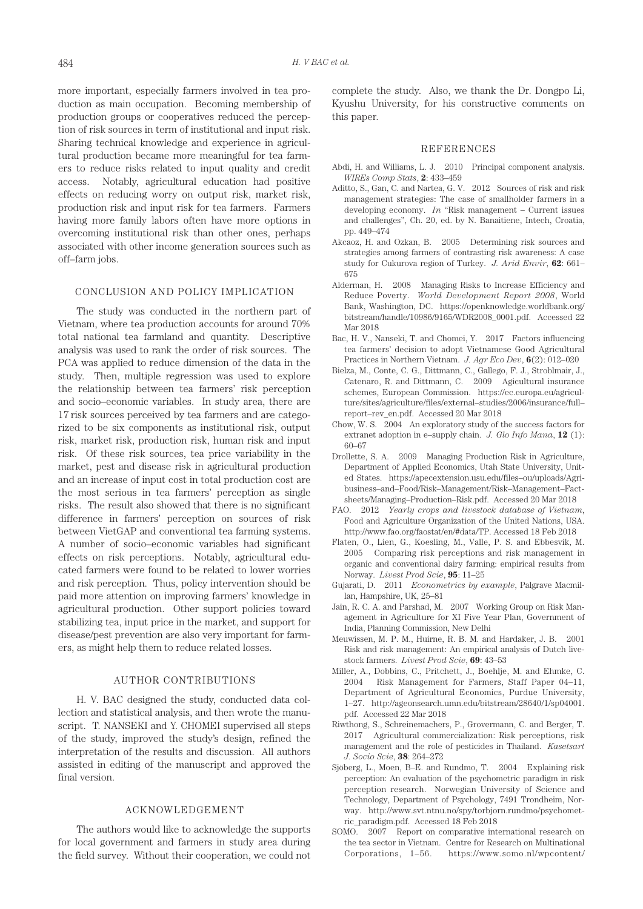more important, especially farmers involved in tea production as main occupation. Becoming membership of production groups or cooperatives reduced the perception of risk sources in term of institutional and input risk. Sharing technical knowledge and experience in agricultural production became more meaningful for tea farmers to reduce risks related to input quality and credit access. Notably, agricultural education had positive effects on reducing worry on output risk, market risk, production risk and input risk for tea farmers. Farmers having more family labors often have more options in overcoming institutional risk than other ones, perhaps associated with other income generation sources such as off–farm jobs.

## CONCLUSION AND POLICY IMPLICATION

The study was conducted in the northern part of Vietnam, where tea production accounts for around 70% total national tea farmland and quantity. Descriptive analysis was used to rank the order of risk sources. The PCA was applied to reduce dimension of the data in the study. Then, multiple regression was used to explore the relationship between tea farmers' risk perception and socio–economic variables. In study area, there are 17 risk sources perceived by tea farmers and are categorized to be six components as institutional risk, output risk, market risk, production risk, human risk and input risk. Of these risk sources, tea price variability in the market, pest and disease risk in agricultural production and an increase of input cost in total production cost are the most serious in tea farmers' perception as single risks. The result also showed that there is no significant difference in farmers' perception on sources of risk between VietGAP and conventional tea farming systems. A number of socio–economic variables had significant effects on risk perceptions. Notably, agricultural educated farmers were found to be related to lower worries and risk perception. Thus, policy intervention should be paid more attention on improving farmers' knowledge in agricultural production. Other support policies toward stabilizing tea, input price in the market, and support for disease/pest prevention are also very important for farmers, as might help them to reduce related losses.

## AUTHOR CONTRIBUTIONS

H. V. BAC designed the study, conducted data collection and statistical analysis, and then wrote the manuscript. T. NANSEKI and Y. CHOMEI supervised all steps of the study, improved the study's design, refined the interpretation of the results and discussion. All authors assisted in editing of the manuscript and approved the final version.

## ACKNOWLEDGEMENT

The authors would like to acknowledge the supports for local government and farmers in study area during the field survey. Without their cooperation, we could not complete the study. Also, we thank the Dr. Dongpo Li, Kyushu University, for his constructive comments on this paper.

## REFERENCES

Abdi, H. and Williams, L. J. 2010 Principal component analysis. *WIREs Comp Stats*, **2**: 433–459

Aditto, S., Gan, C. and Nartea, G. V. 2012 Sources of risk and risk management strategies: The case of smallholder farmers in a developing economy. *In* "Risk management – Current issues and challenges", Ch. 20, ed. by N. Banaitiene, Intech, Croatia, pp. 449–474

Akcaoz, H. and Ozkan, B. 2005 Determining risk sources and strategies among farmers of contrasting risk awareness: A case study for Cukurova region of Turkey. *J. Arid Envir*, **62**: 661–675

Alderman, H. 2008 Managing Risks to Increase Efficiency and Reduce Poverty. *World Development Report 2008*, World Bank, Washington, DC. https://openknowledge.worldbank.org/bitstream/handle/10986/9165/WDR2008_0001.pdf. Accessed 22 Mar 2018

Bac, H. V., Nanseki, T. and Chomei, Y. 2017 Factors influencing tea farmers' decision to adopt Vietnamese Good Agricultural Practices in Northern Vietnam. *J. Agr Eco Dev*, **6**(2): 012–020

Bielza, M., Conte, C. G., Dittmann, C., Gallego, F. J., Stroblmair, J., Catenaro, R. and Dittmann, C. 2009 Agicultural insurance schemes, European Commission. https://ec.europa.eu/agriculture/sites/agriculture/files/external–studies/2006/insurance/full–report–rev_en.pdf. Accessed 20 Mar 2018

Chow, W. S. 2004 An exploratory study of the success factors for extranet adoption in e–supply chain. *J. Glo Info Mana*, **12** (1): 60–67

Drollette, S. A. 2009 Managing Production Risk in Agriculture, Department of Applied Economics, Utah State University, United States. https://apecextension.usu.edu/files–ou/uploads/Agribusiness–and–Food/Risk–Management/Risk–Management–Factsheets/Managing–Production–Risk.pdf. Accessed 20 Mar 2018

FAO. 2012 *Yearly crops and livestock database of Vietnam*, Food and Agriculture Organization of the United Nations, USA. http://www.fao.org/faostat/en/#data/TP. Accessed 18 Feb 2018

Flaten, O., Lien, G., Koesling, M., Valle, P. S. and Ebbesvik, M. 2005 Comparing risk perceptions and risk management in organic and conventional dairy farming: empirical results from Norway. *Livest Prod Scie*, **95**: 11–25

Gujarati, D. 2011 *Econometrics by example*, Palgrave Macmillan, Hampshire, UK, 25–81

Jain, R. C. A. and Parshad, M. 2007 Working Group on Risk Management in Agriculture for XI Five Year Plan, Government of India, Planning Commission, New Delhi

Meuwissen, M. P. M., Huirne, R. B. M. and Hardaker, J. B. 2001 Risk and risk management: An empirical analysis of Dutch livestock farmers. *Livest Prod Scie*, **69**: 43–53

Miller, A., Dobbins, C., Pritchett, J., Boehlje, M. and Ehmke, C. 2004 Risk Management for Farmers, Staff Paper 04–11, Department of Agricultural Economics, Purdue University, 1–27. http://ageonsearch.umn.edu/bitstream/28640/1/sp04001.pdf. Accessed 22 Mar 2018

Riwthong, S., Schreinemachers, P., Grovermann, C. and Berger, T. 2017 Agricultural commercialization: Risk perceptions, risk management and the role of pesticides in Thailand. *Kasetsart J. Socio Scie*, **38**: 264–272

Sjöberg, L., Moen, B–E. and Rundmo, T. 2004 Explaining risk perception: An evaluation of the psychometric paradigm in risk perception research. Norwegian University of Science and Technology, Department of Psychology, 7491 Trondheim, Norway. http://www.svt.ntnu.no/spy/torbjorn.rundmo/psychometric_paradigm.pdf. Accessed 18 Feb 2018

SOMO. 2007 Report on comparative international research on the tea sector in Vietnam. Centre for Research on Multinational Corporations, 1–56. https://www.somo.nl/wpcontent/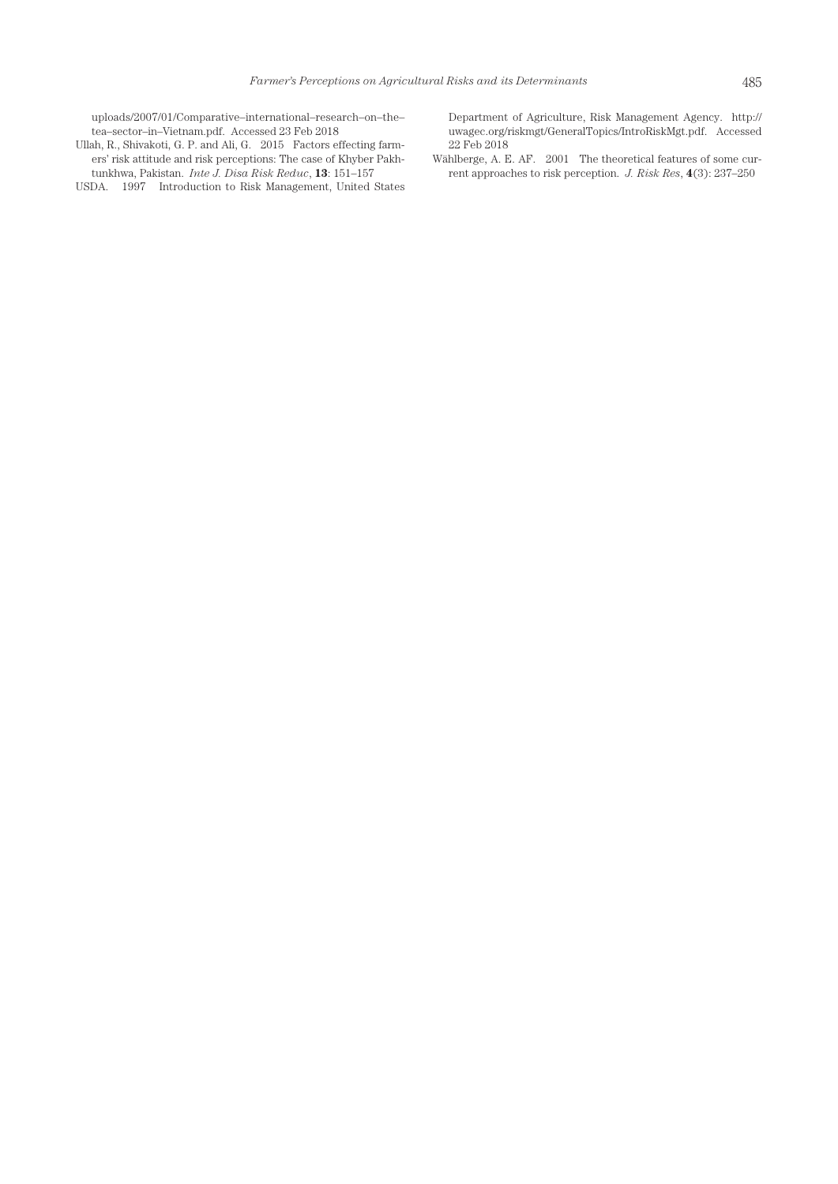uploads/2007/01/Comparative–international–research–on–the–tea–sector–in–Vietnam.pdf. Accessed 23 Feb 2018

Ullah, R., Shivakoti, G. P. and Ali, G. 2015 Factors effecting farmers' risk attitude and risk perceptions: The case of Khyber Pakhtunkhwa, Pakistan. *Inte J. Disa Risk Reduc*, **13**: 151–157

USDA. 1997 Introduction to Risk Management, United States Department of Agriculture, Risk Management Agency. http://uwagec.org/riskmgt/GeneralTopics/IntroRiskMgt.pdf. Accessed 22 Feb 2018

Wåhlberge, A. E. AF. 2001 The theoretical features of some current approaches to risk perception. *J. Risk Res*, **4**(3): 237–250